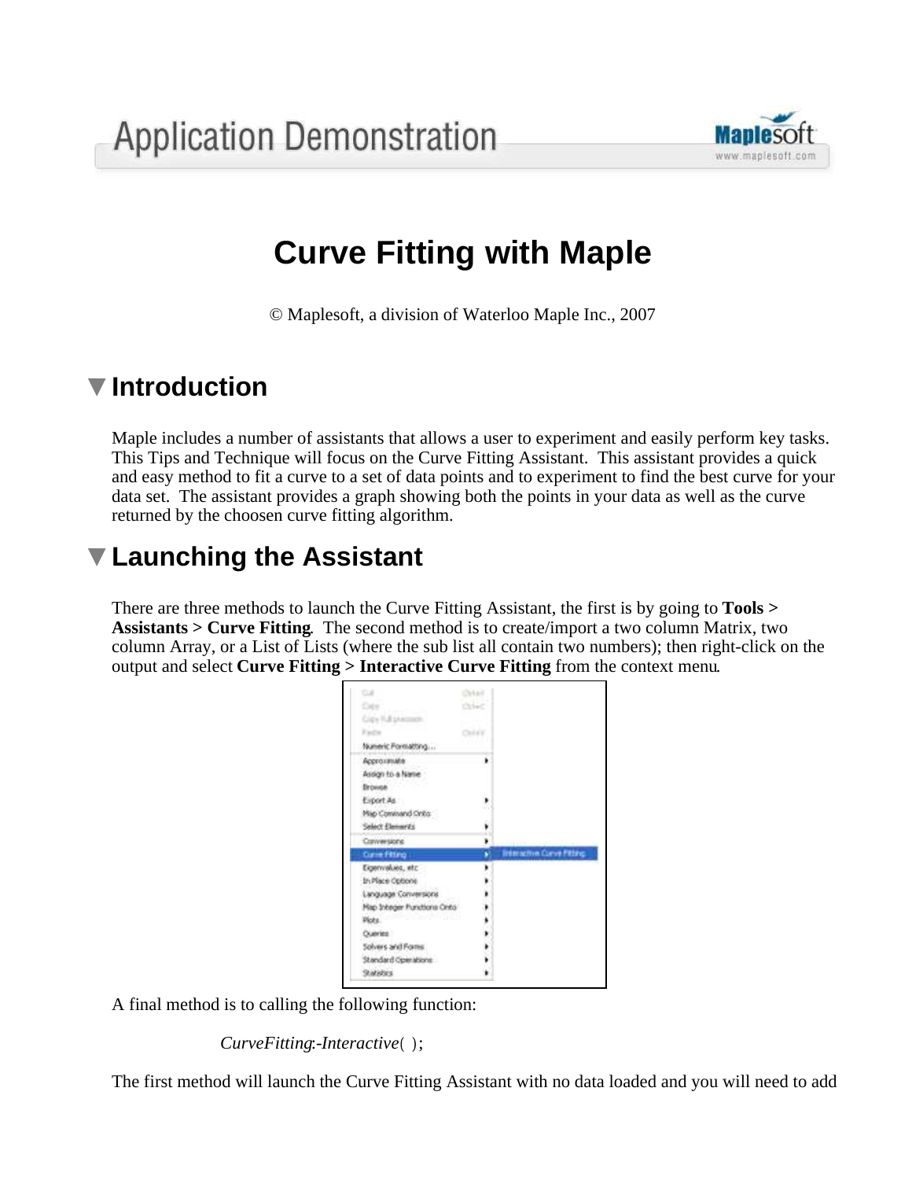Application Demonstration

# Curve Fitting with Maple

© Maplesoft, a division of Waterloo Maple Inc., 2007

## Introduction

Maple includes a number of assistants that allows a user to experiment and easily perform key tasks. This Tips and Technique will focus on the Curve Fitting Assistant. This assistant provides a quick and easy method to fit a curve to a set of data points and to experiment to find the best curve for your data set. The assistant provides a graph showing both the points in your data as well as the curve returned by the choosen curve fitting algorithm.

## Launching the Assistant

There are three methods to launch the Curve Fitting Assistant, the first is by going to **Tools > Assistants > Curve Fitting**. The second method is to create/import a two column Matrix, two column Array, or a List of Lists (where the sub list all contain two numbers); then right-click on the output and select **Curve Fitting > Interactive Curve Fitting** from the context menu.

A final method is to calling the following function:

*CurveFitting:-Interactive*( );

The first method will launch the Curve Fitting Assistant with no data loaded and you will need to add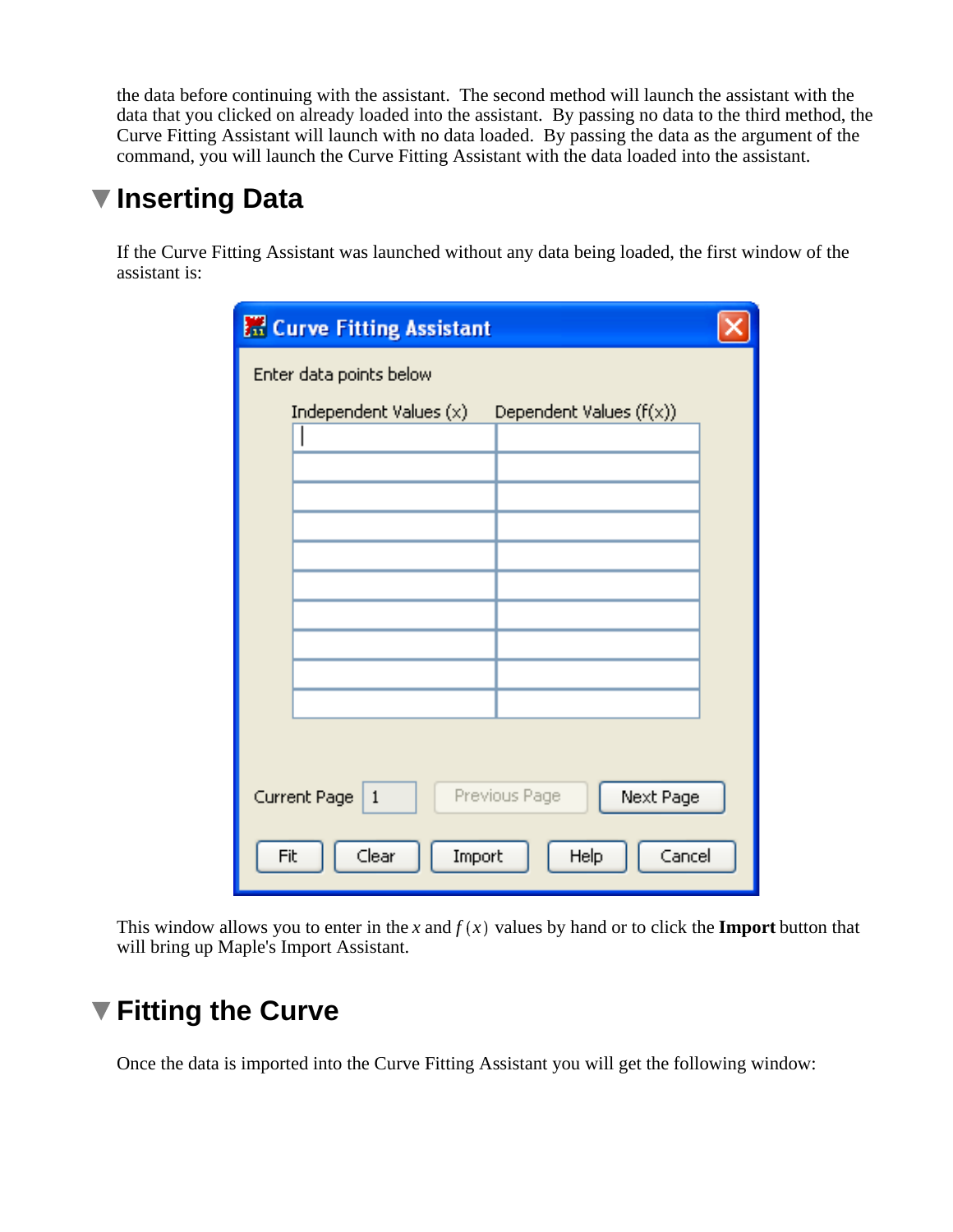the data before continuing with the assistant. The second method will launch the assistant with the data that you clicked on already loaded into the assistant. By passing no data to the third method, the Curve Fitting Assistant will launch with no data loaded. By passing the data as the argument of the command, you will launch the Curve Fitting Assistant with the data loaded into the assistant.

## Inserting Data

If the Curve Fitting Assistant was launched without any data being loaded, the first window of the assistant is:

This window allows you to enter in the $x$ and $f(x)$ values by hand or to click the **Import** button that will bring up Maple's Import Assistant.

## Fitting the Curve

Once the data is imported into the Curve Fitting Assistant you will get the following window: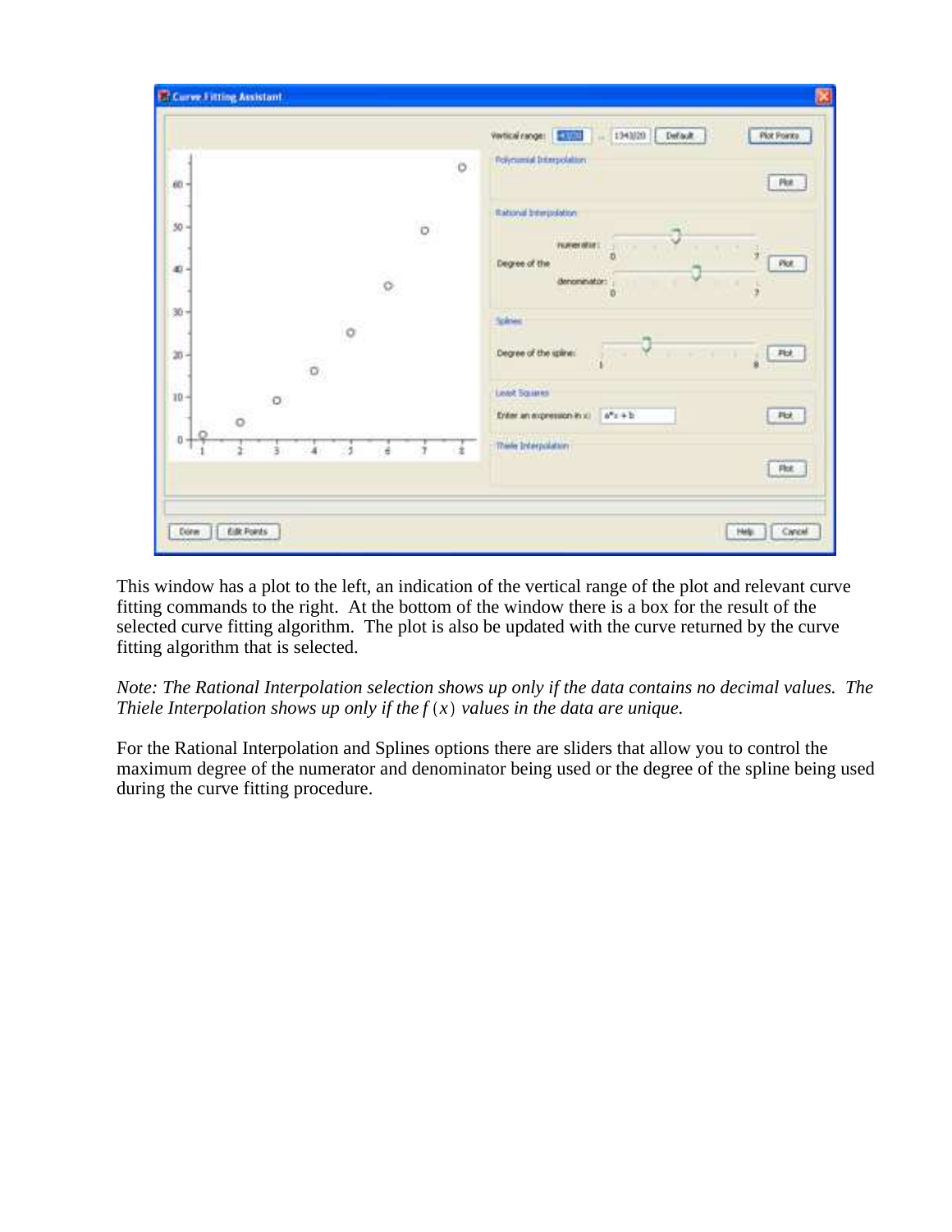This window has a plot to the left, an indication of the vertical range of the plot and relevant curve fitting commands to the right. At the bottom of the window there is a box for the result of the selected curve fitting algorithm. The plot is also be updated with the curve returned by the curve fitting algorithm that is selected.

*Note: The Rational Interpolation selection shows up only if the data contains no decimal values. The Thiele Interpolation shows up only if the $f(x)$ values in the data are unique.*

For the Rational Interpolation and Splines options there are sliders that allow you to control the maximum degree of the numerator and denominator being used or the degree of the spline being used during the curve fitting procedure.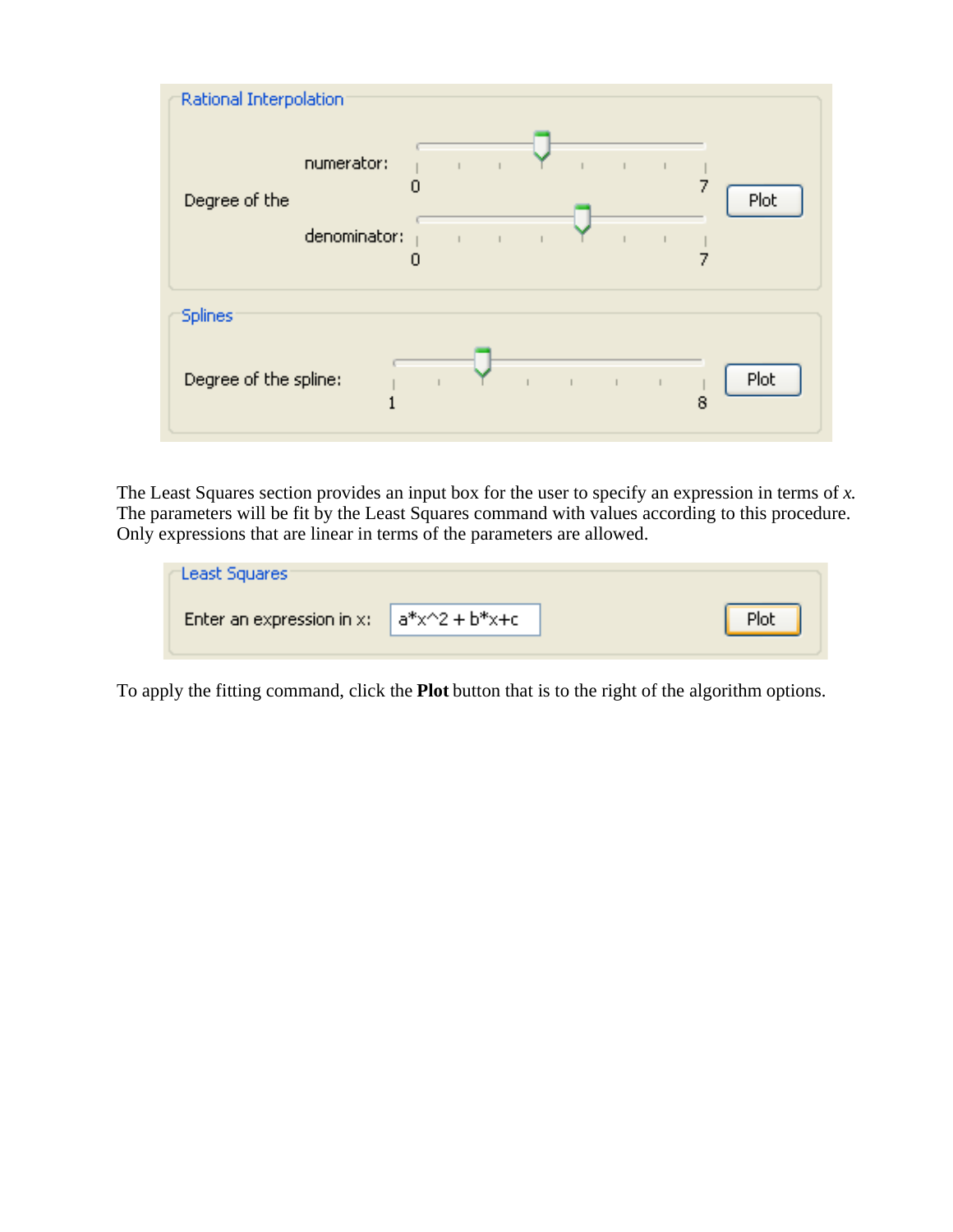**Rational Interpolation**

Degree of the numerator: 0 — 7

Degree of the denominator: 0 — 7

Plot

**Splines**

Degree of the spline: 1 — 8

Plot

The Least Squares section provides an input box for the user to specify an expression in terms of *x*. The parameters will be fit by the Least Squares command with values according to this procedure. Only expressions that are linear in terms of the parameters are allowed.

**Least Squares**

Enter an expression in x: a*x^2 + b*x+c

Plot

To apply the fitting command, click the **Plot** button that is to the right of the algorithm options.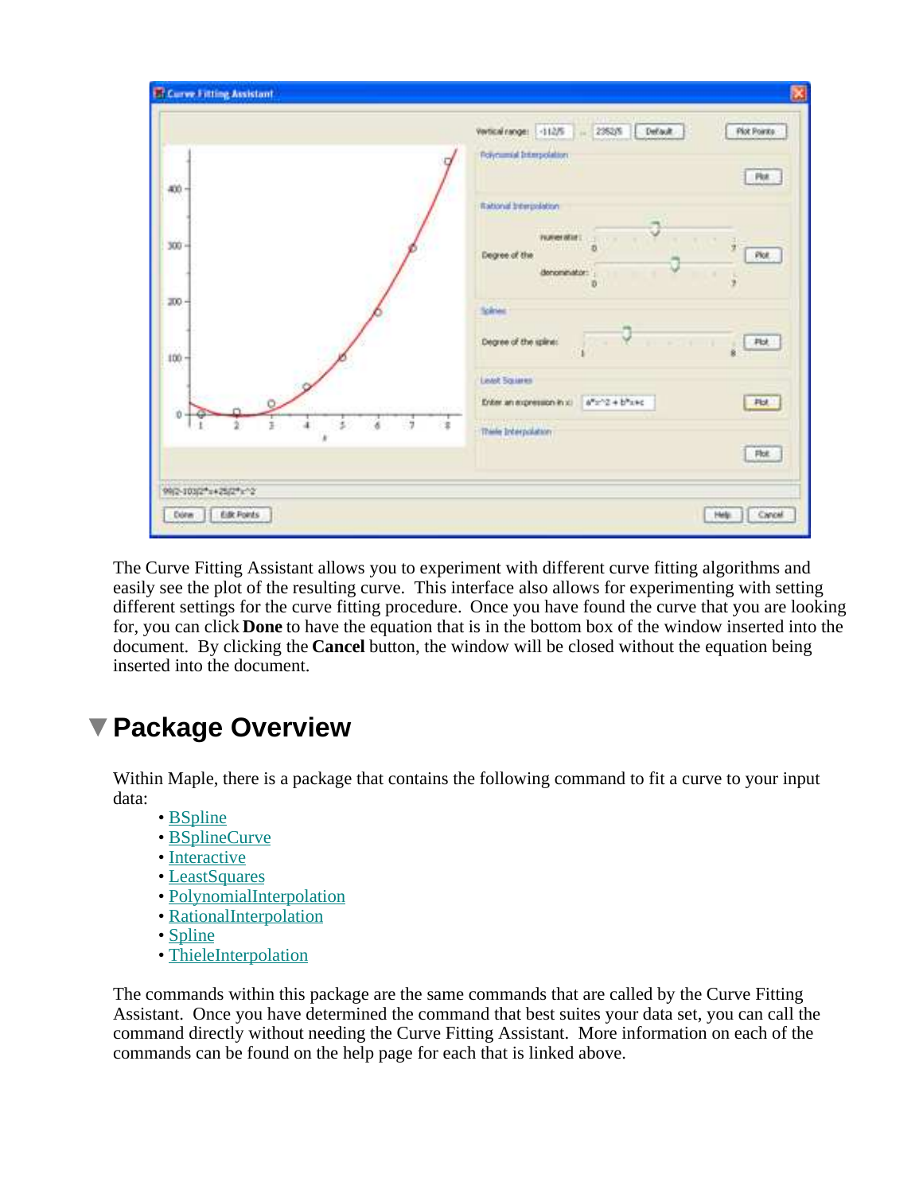The Curve Fitting Assistant allows you to experiment with different curve fitting algorithms and easily see the plot of the resulting curve. This interface also allows for experimenting with setting different settings for the curve fitting procedure. Once you have found the curve that you are looking for, you can click **Done** to have the equation that is in the bottom box of the window inserted into the document. By clicking the **Cancel** button, the window will be closed without the equation being inserted into the document.

## Package Overview

Within Maple, there is a package that contains the following command to fit a curve to your input data:

- BSpline
- BSplineCurve
- Interactive
- LeastSquares
- PolynomialInterpolation
- RationalInterpolation
- Spline
- ThieleInterpolation

The commands within this package are the same commands that are called by the Curve Fitting Assistant. Once you have determined the command that best suites your data set, you can call the command directly without needing the Curve Fitting Assistant. More information on each of the commands can be found on the help page for each that is linked above.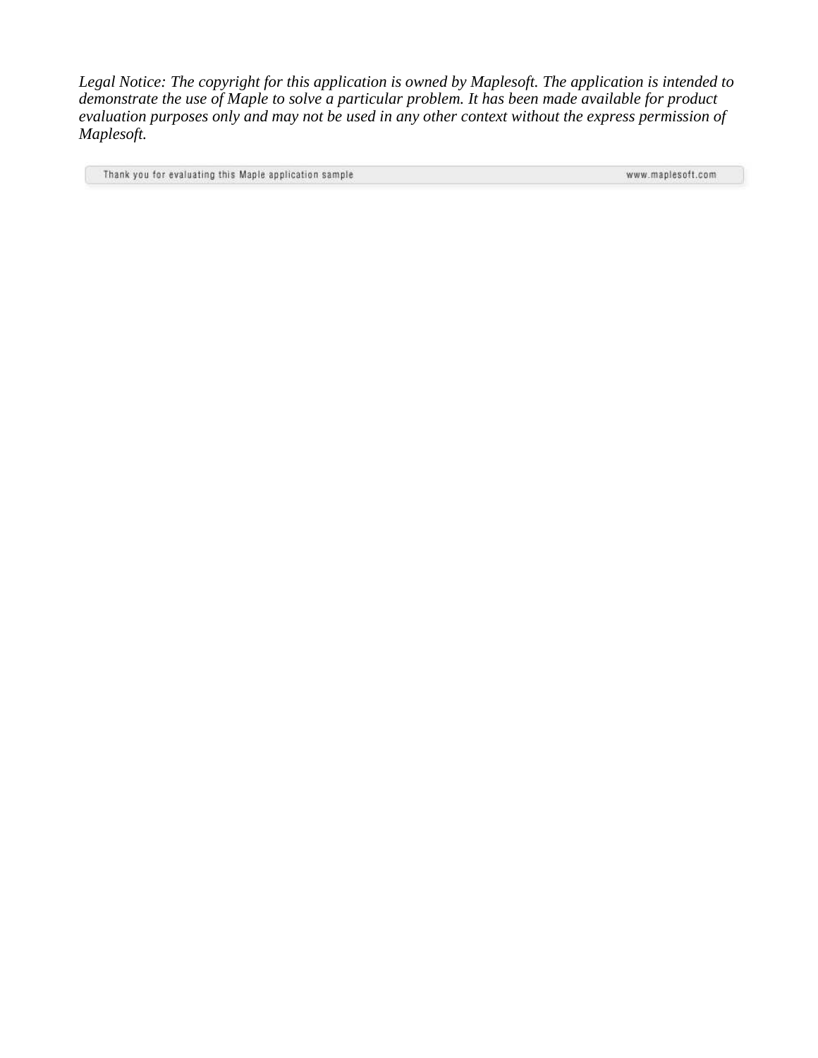*Legal Notice: The copyright for this application is owned by Maplesoft. The application is intended to demonstrate the use of Maple to solve a particular problem. It has been made available for product evaluation purposes only and may not be used in any other context without the express permission of Maplesoft.*

Thank you for evaluating this Maple application sample www.maplesoft.com